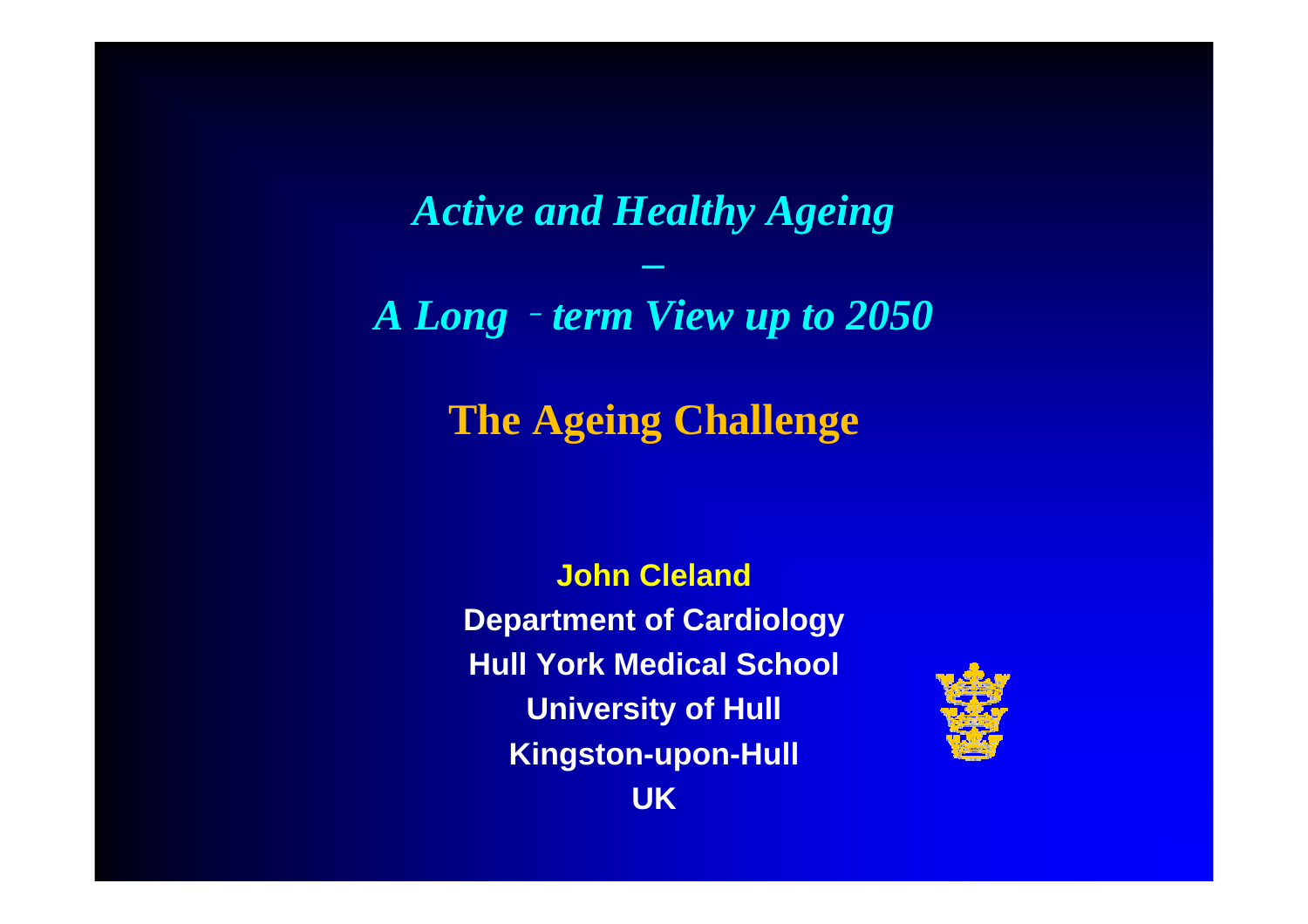# *Active and Healthy Ageing – A Long-term View up to 2050*

## The Ageing Challenge

**John Cleland**
**Department of Cardiology**
**Hull York Medical School**
**University of Hull**
**Kingston-upon-Hull**
**UK**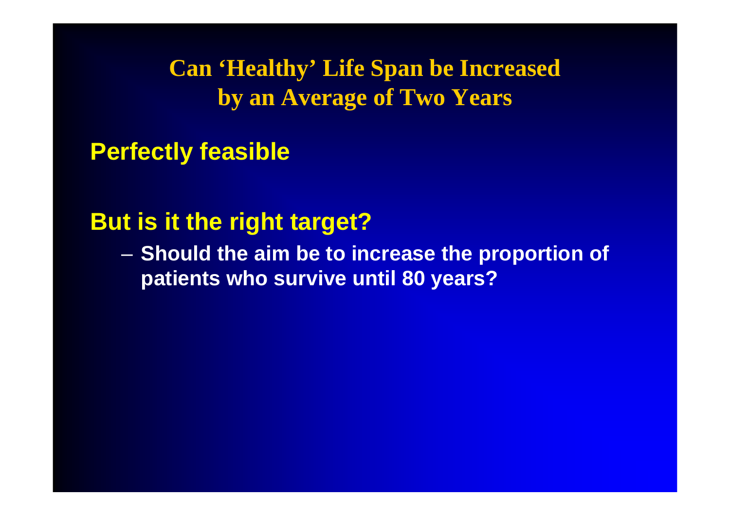# Can ‘Healthy’ Life Span be Increased by an Average of Two Years

**Perfectly feasible**

**But is it the right target?**

- **Should the aim be to increase the proportion of patients who survive until 80 years?**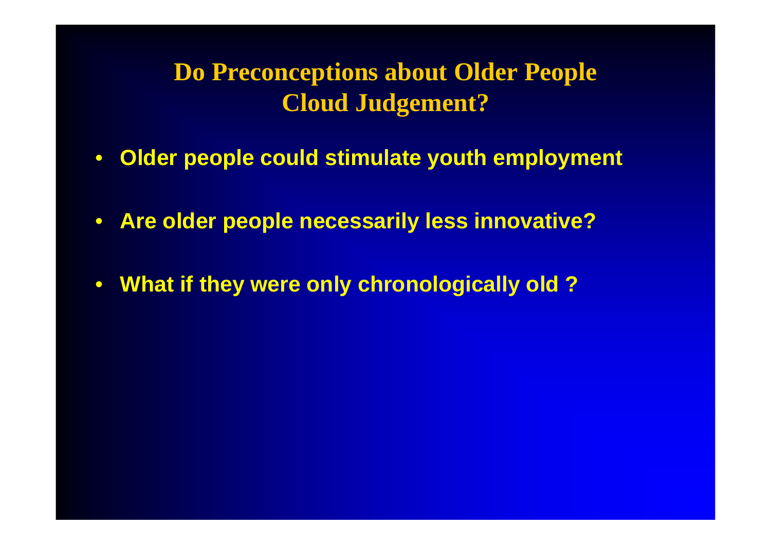# Do Preconceptions about Older People Cloud Judgement?

- **Older people could stimulate youth employment**
- **Are older people necessarily less innovative?**
- **What if they were only chronologically old ?**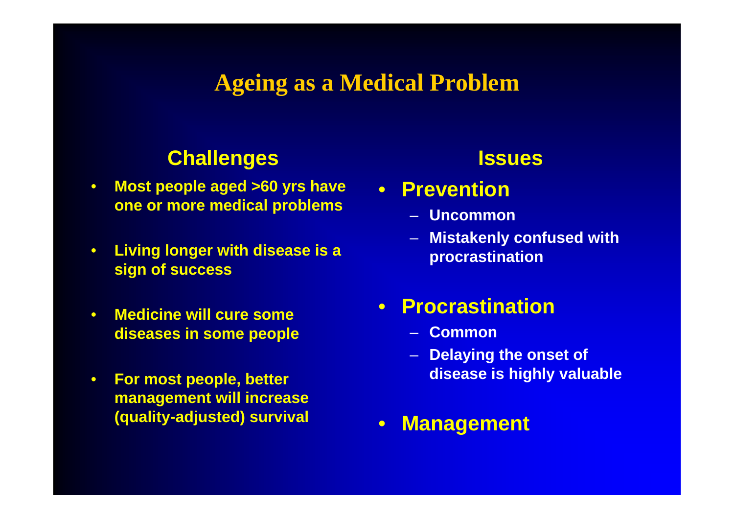# Ageing as a Medical Problem

## Challenges

- Most people aged >60 yrs have one or more medical problems
- Living longer with disease is a sign of success
- Medicine will cure some diseases in some people
- For most people, better management will increase (quality-adjusted) survival

## Issues

- **Prevention**
  - Uncommon
  - Mistakenly confused with procrastination
- **Procrastination**
  - Common
  - Delaying the onset of disease is highly valuable
- **Management**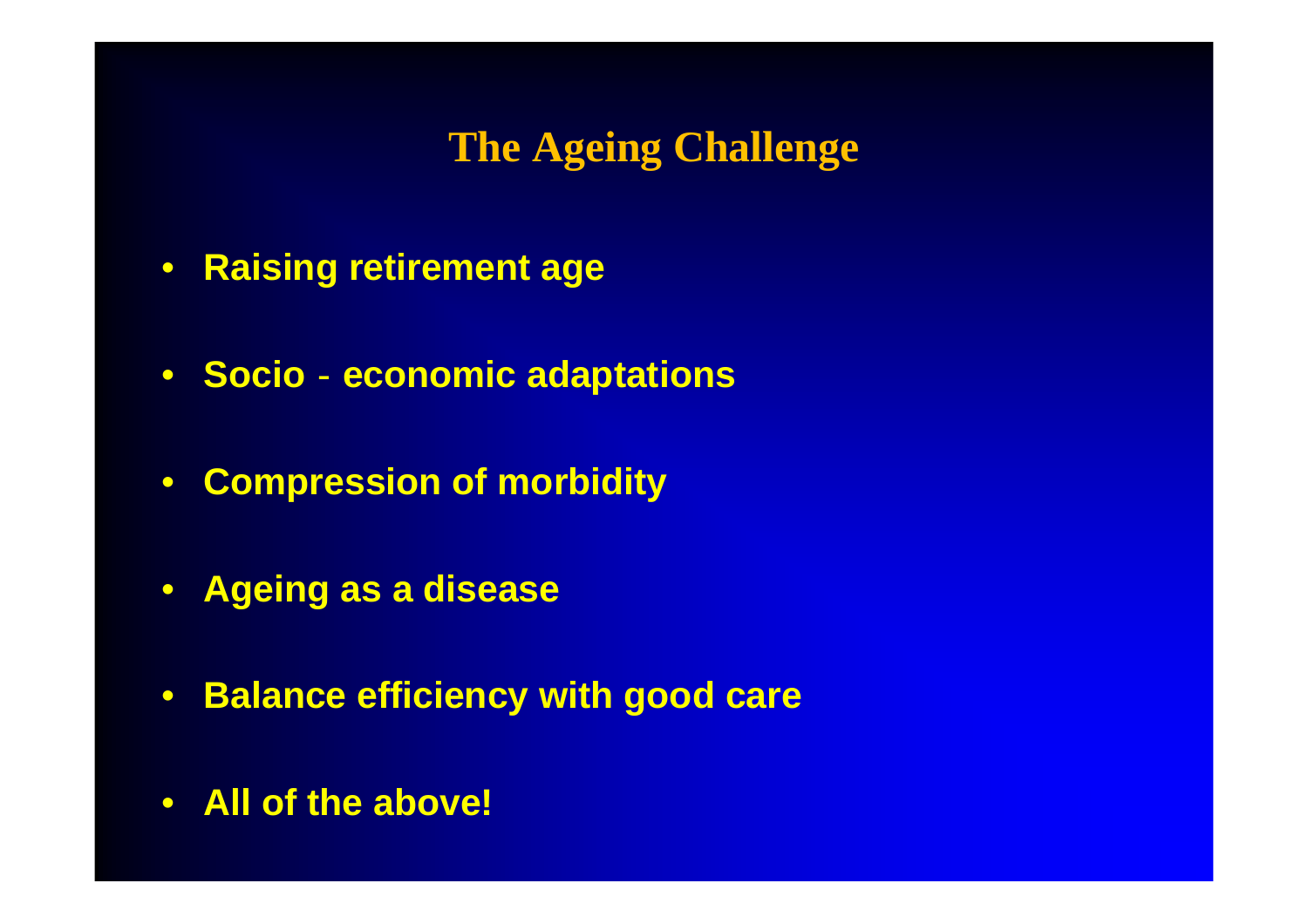# The Ageing Challenge

- **Raising retirement age**
- **Socio - economic adaptations**
- **Compression of morbidity**
- **Ageing as a disease**
- **Balance efficiency with good care**
- **All of the above!**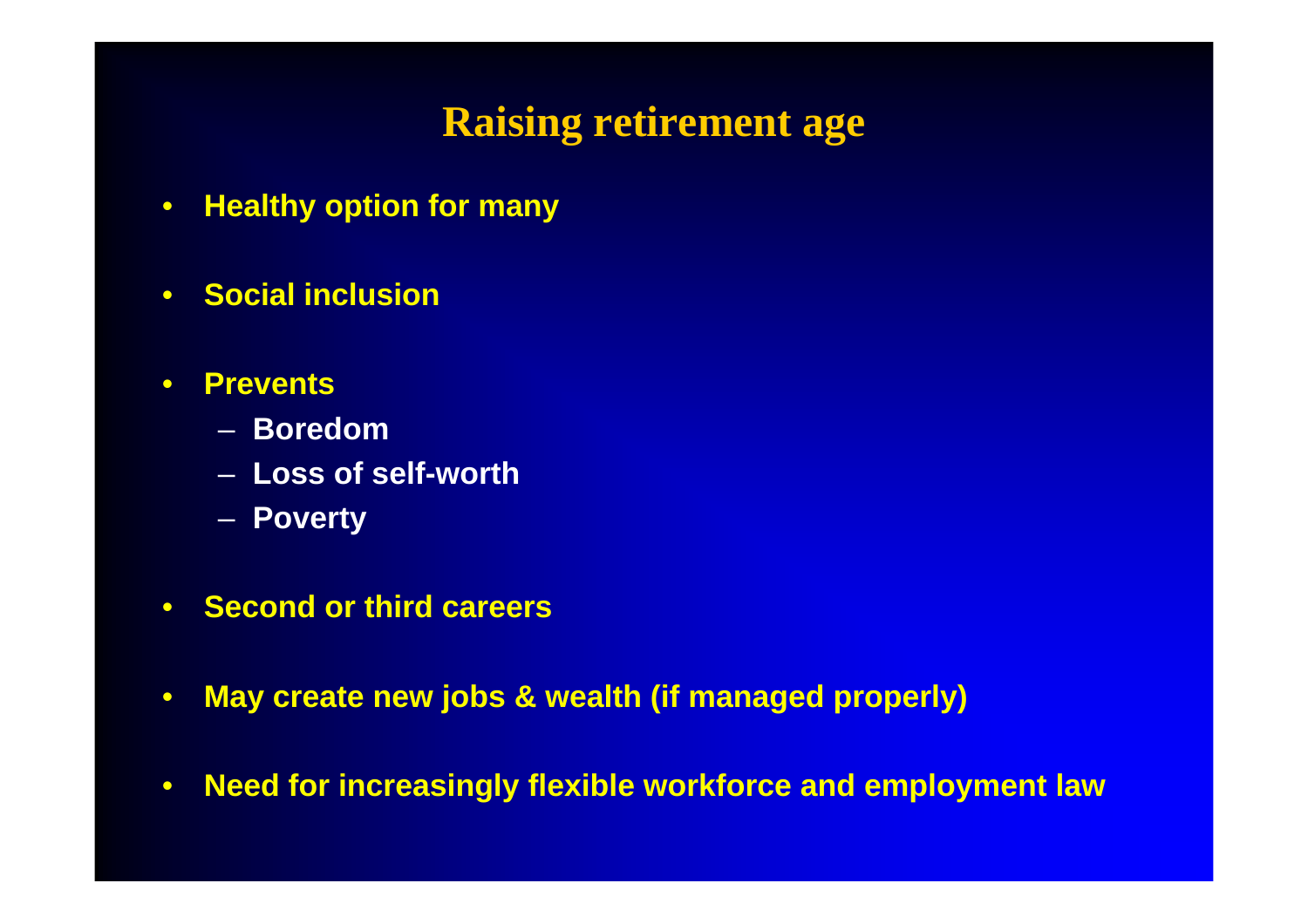# Raising retirement age

- **Healthy option for many**
- **Social inclusion**
- **Prevents**
  - **Boredom**
  - **Loss of self-worth**
  - **Poverty**
- **Second or third careers**
- **May create new jobs & wealth (if managed properly)**
- **Need for increasingly flexible workforce and employment law**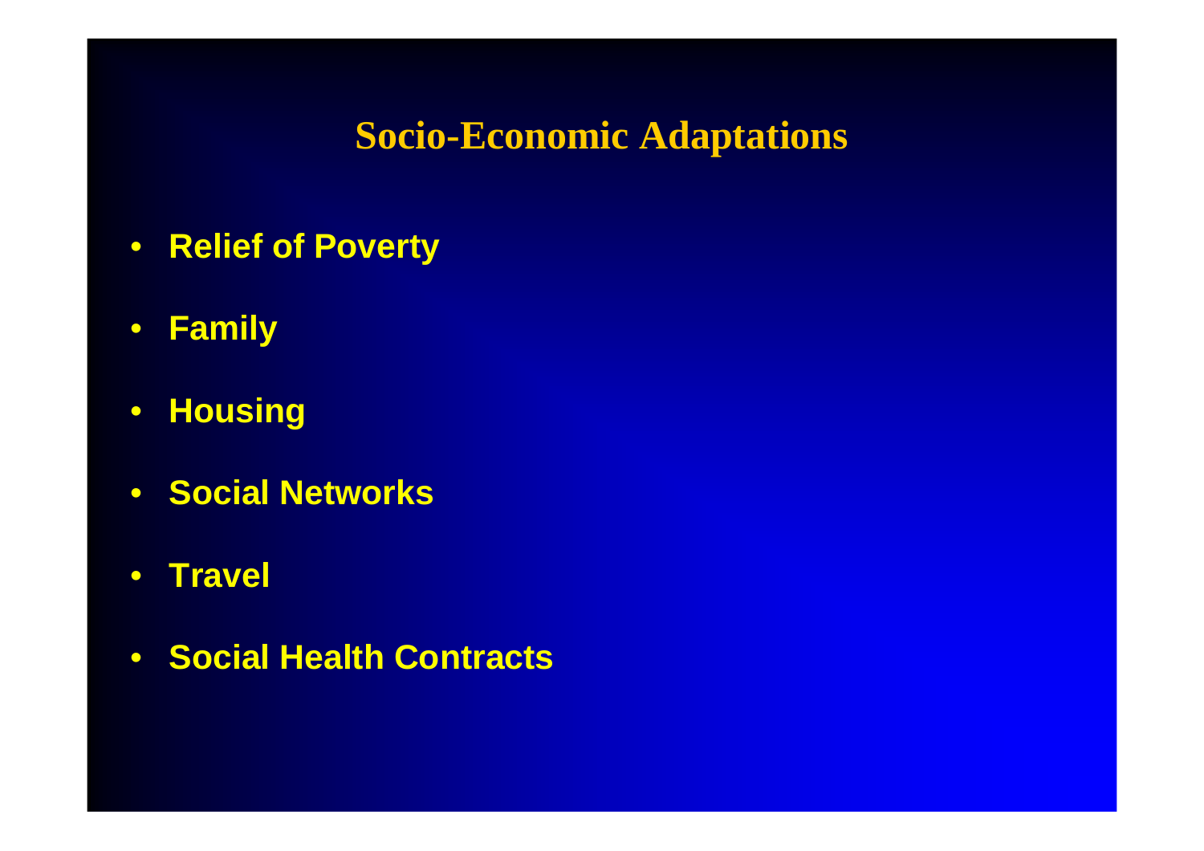# Socio-Economic Adaptations

- Relief of Poverty
- Family
- Housing
- Social Networks
- Travel
- Social Health Contracts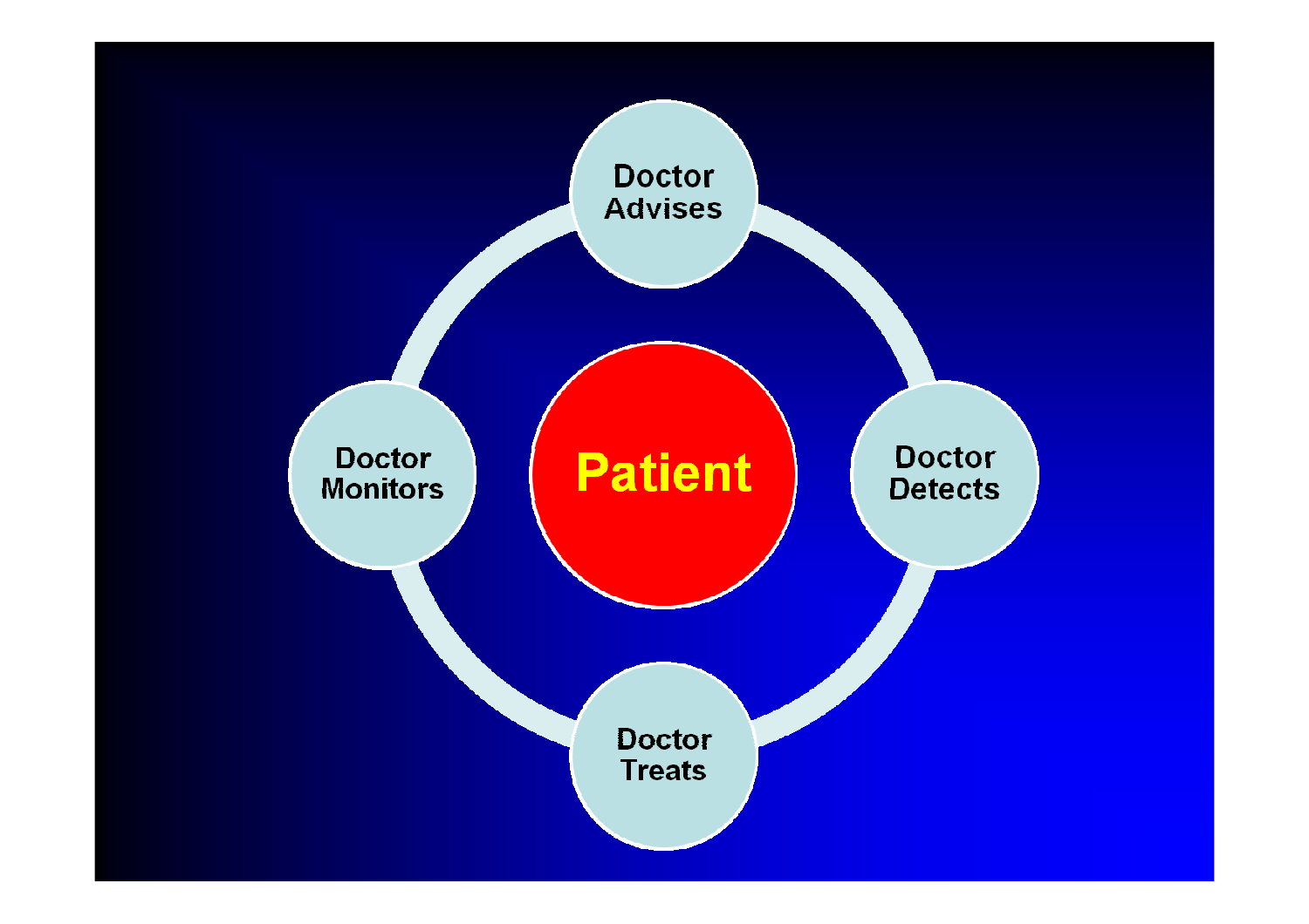Doctor Advises

Doctor Monitors

Patient

Doctor Detects

Doctor Treats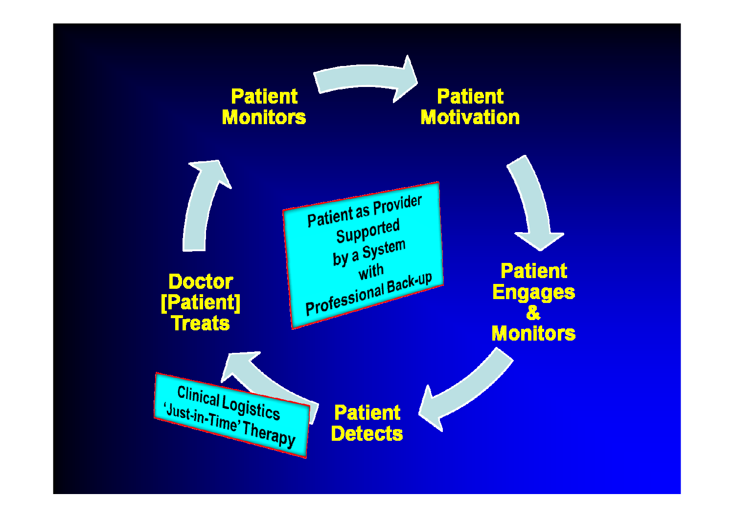Patient Monitors

Patient Motivation

Patient Engages & Monitors

Patient Detects

Doctor [Patient] Treats

Patient as Provider Supported by a System with Professional Back-up

Clinical Logistics 'Just-in-Time' Therapy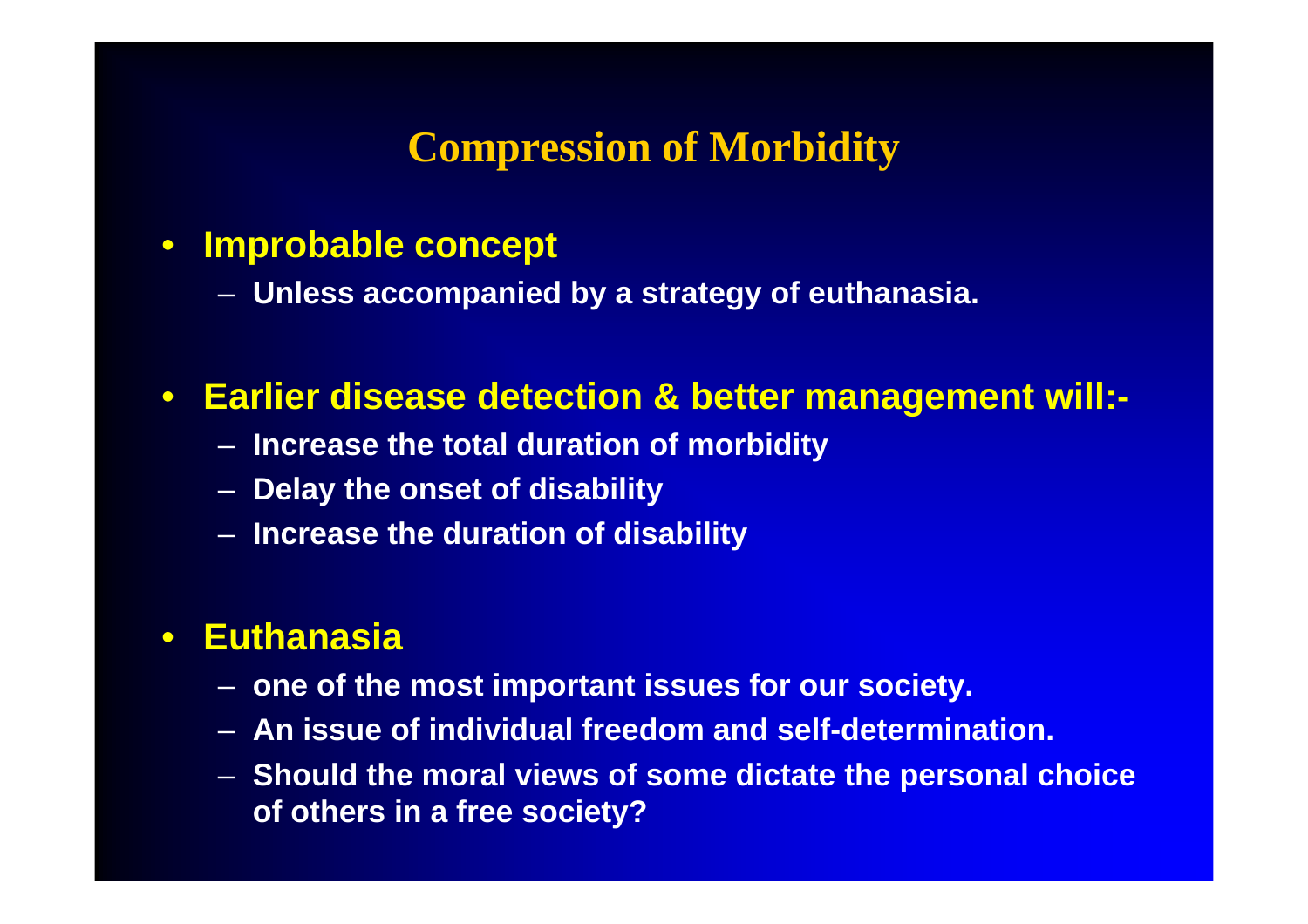# Compression of Morbidity

- **Improprobable concept**
  - **Unless accompanied by a strategy of euthanasia.**

- **Earlier disease detection & better management will:-**
  - **Increase the total duration of morbidity**
  - **Delay the onset of disability**
  - **Increase the duration of disability**

- **Euthanasia**
  - **one of the most important issues for our society.**
  - **An issue of individual freedom and self-determination.**
  - **Should the moral views of some dictate the personal choice of others in a free society?**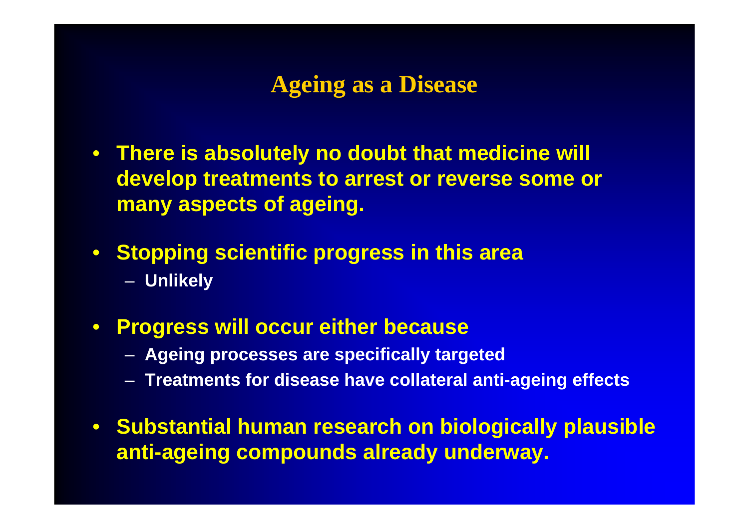# Ageing as a Disease

- There is absolutely no doubt that medicine will develop treatments to arrest or reverse some or many aspects of ageing.
- Stopping scientific progress in this area
  - Unlikely
- Progress will occur either because
  - Ageing processes are specifically targeted
  - Treatments for disease have collateral anti-ageing effects
- Substantial human research on biologically plausible anti-ageing compounds already underway.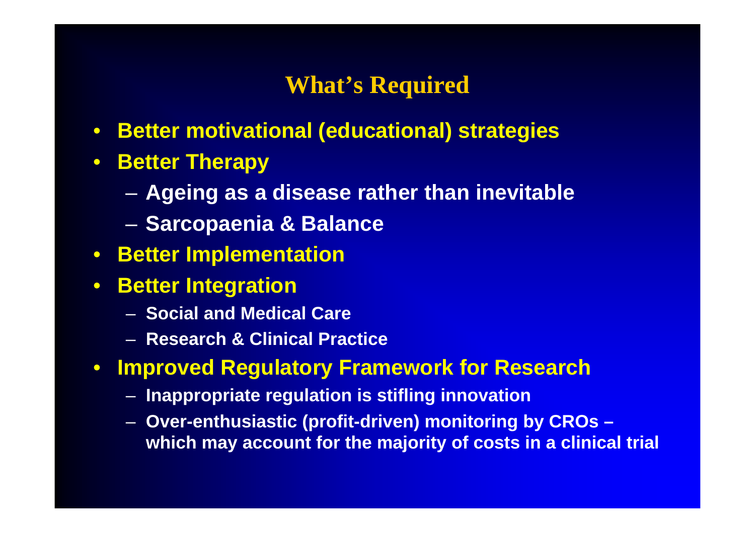# What's Required

- **Better motivational (educational) strategies**
- **Better Therapy**
  - **Ageing as a disease rather than inevitable**
  - **Sarcopaenia & Balance**
- **Better Implementation**
- **Better Integration**
  - **Social and Medical Care**
  - **Research & Clinical Practice**
- **Improved Regulatory Framework for Research**
  - **Inappropriate regulation is stifling innovation**
  - **Over-enthusiastic (profit-driven) monitoring by CROs – which may account for the majority of costs in a clinical trial**